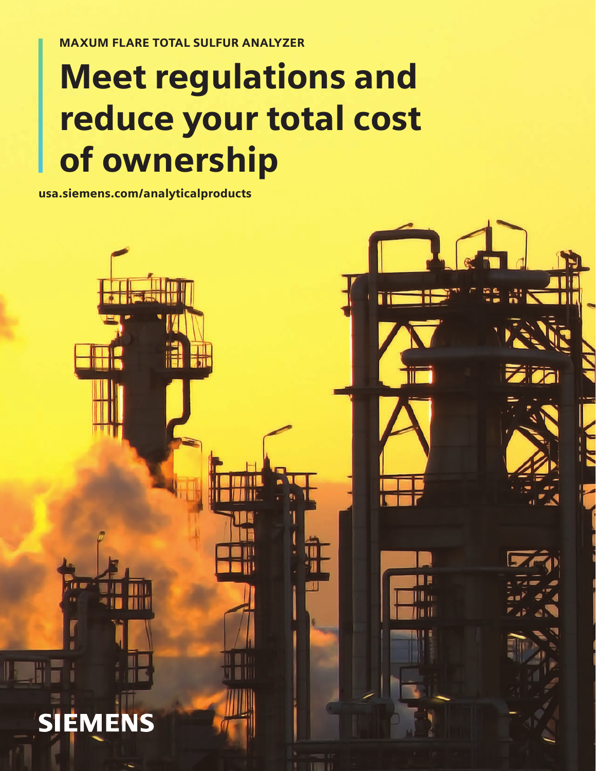MAXUM FLARE TOTAL SULFUR ANALYZER

# Meet regulations and reduce your total cost of ownership

**usa.siemens.com/analyticalproducts**

SIEMENS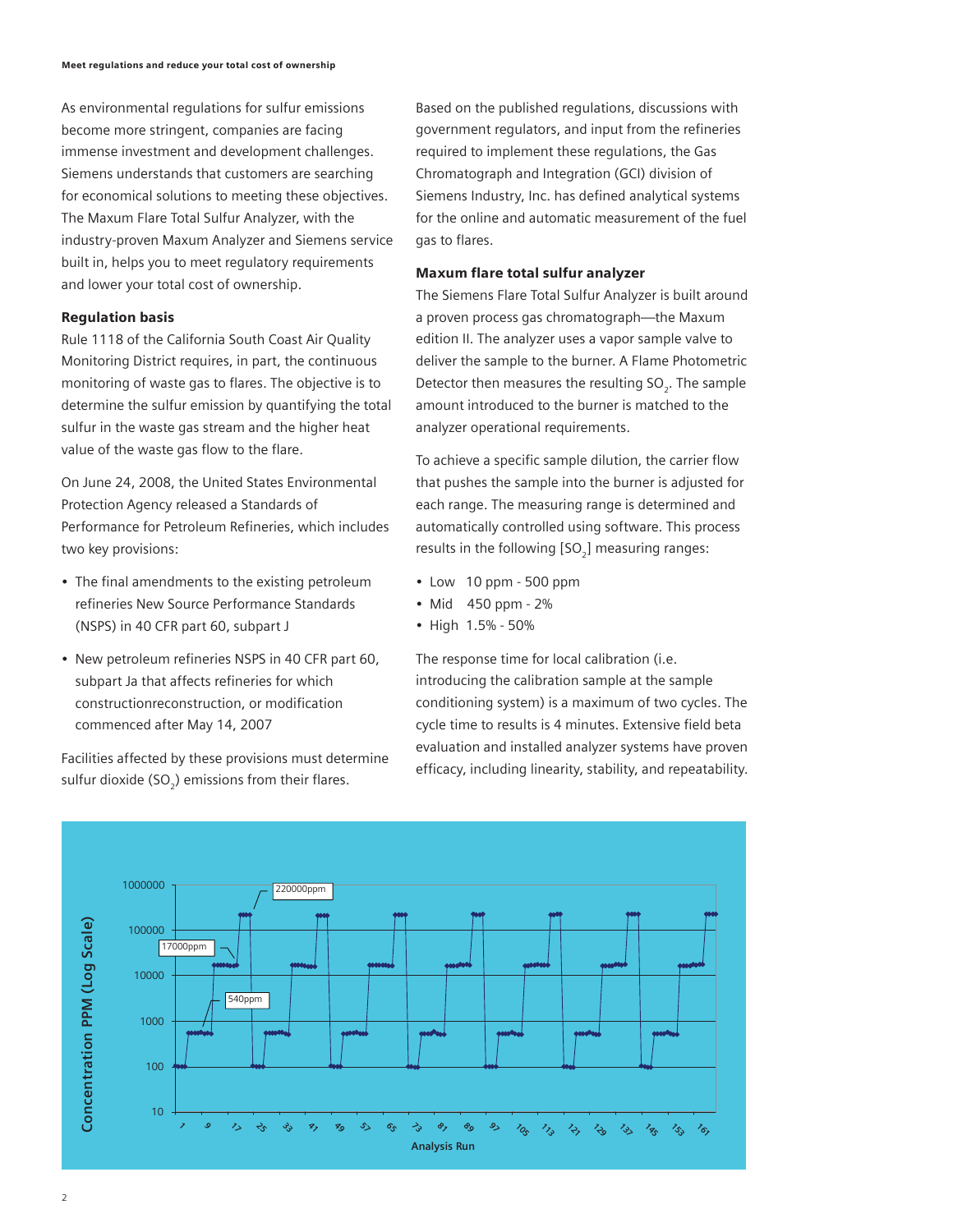As environmental regulations for sulfur emissions become more stringent, companies are facing immense investment and development challenges. Siemens understands that customers are searching for economical solutions to meeting these objectives. The Maxum Flare Total Sulfur Analyzer, with the industry-proven Maxum Analyzer and Siemens service built in, helps you to meet regulatory requirements and lower your total cost of ownership.

### Regulation basis

Rule 1118 of the California South Coast Air Quality Monitoring District requires, in part, the continuous monitoring of waste gas to flares. The objective is to determine the sulfur emission by quantifying the total sulfur in the waste gas stream and the higher heat value of the waste gas flow to the flare.

On June 24, 2008, the United States Environmental Protection Agency released a Standards of Performance for Petroleum Refineries, which includes two key provisions:

- The final amendments to the existing petroleum refineries New Source Performance Standards (NSPS) in 40 CFR part 60, subpart J
- New petroleum refineries NSPS in 40 CFR part 60, subpart Ja that affects refineries for which constructionreconstruction, or modification commenced after May 14, 2007

Facilities affected by these provisions must determine sulfur dioxide ($SO_2$) emissions from their flares.

Based on the published regulations, discussions with government regulators, and input from the refineries required to implement these regulations, the Gas Chromatograph and Integration (GCI) division of Siemens Industry, Inc. has defined analytical systems for the online and automatic measurement of the fuel gas to flares.

### Maxum flare total sulfur analyzer

The Siemens Flare Total Sulfur Analyzer is built around a proven process gas chromatograph—the Maxum edition II. The analyzer uses a vapor sample valve to deliver the sample to the burner. A Flame Photometric Detector then measures the resulting $SO_2$. The sample amount introduced to the burner is matched to the analyzer operational requirements.

To achieve a specific sample dilution, the carrier flow that pushes the sample into the burner is adjusted for each range. The measuring range is determined and automatically controlled using software. This process results in the following [$SO_2$] measuring ranges:

- Low 10 ppm - 500 ppm
- Mid 450 ppm - 2%
- High 1.5% - 50%

The response time for local calibration (i.e. introducing the calibration sample at the sample conditioning system) is a maximum of two cycles. The cycle time to results is 4 minutes. Extensive field beta evaluation and installed analyzer systems have proven efficacy, including linearity, stability, and repeatability.

Concentration PPM (Log Scale) — Analysis Run — 220000ppm, 17000ppm, 540ppm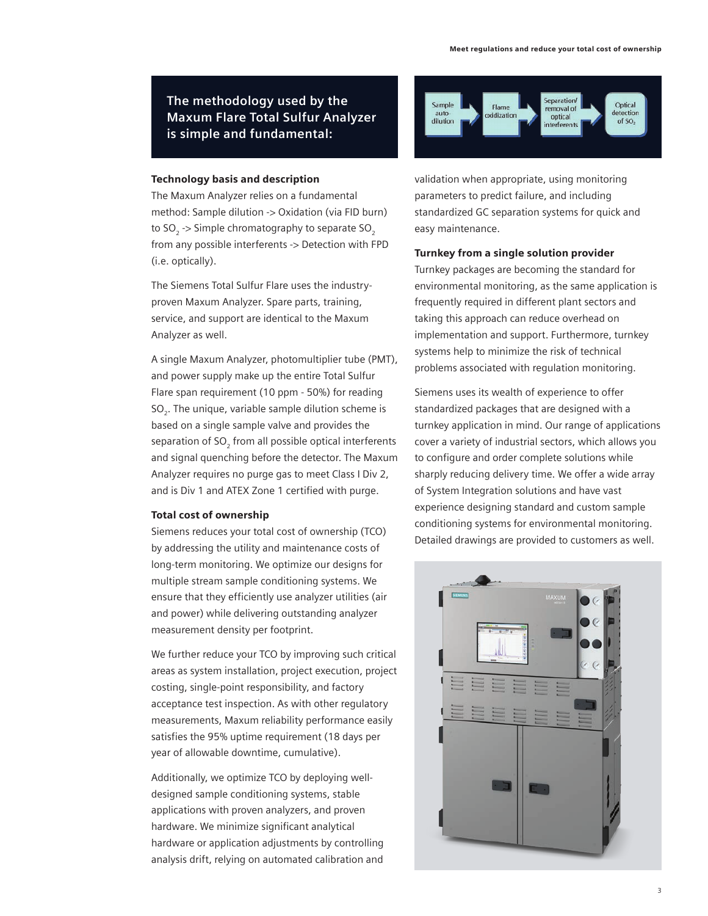## The methodology used by the Maxum Flare Total Sulfur Analyzer is simple and fundamental:

Sample auto-dilution → Flame oxidization → Separation/removal of optical interferents → Optical detection of $SO_2$

### Technology basis and description

The Maxum Analyzer relies on a fundamental method: Sample dilution -> Oxidation (via FID burn) to $SO_2$ -> Simple chromatography to separate $SO_2$ from any possible interferents -> Detection with FPD (i.e. optically).

The Siemens Total Sulfur Flare uses the industry-proven Maxum Analyzer. Spare parts, training, service, and support are identical to the Maxum Analyzer as well.

A single Maxum Analyzer, photomultiplier tube (PMT), and power supply make up the entire Total Sulfur Flare span requirement (10 ppm - 50%) for reading $SO_2$. The unique, variable sample dilution scheme is based on a single sample valve and provides the separation of $SO_2$ from all possible optical interferents and signal quenching before the detector. The Maxum Analyzer requires no purge gas to meet Class I Div 2, and is Div 1 and ATEX Zone 1 certified with purge.

### Total cost of ownership

Siemens reduces your total cost of ownership (TCO) by addressing the utility and maintenance costs of long-term monitoring. We optimize our designs for multiple stream sample conditioning systems. We ensure that they efficiently use analyzer utilities (air and power) while delivering outstanding analyzer measurement density per footprint.

We further reduce your TCO by improving such critical areas as system installation, project execution, project costing, single-point responsibility, and factory acceptance test inspection. As with other regulatory measurements, Maxum reliability performance easily satisfies the 95% uptime requirement (18 days per year of allowable downtime, cumulative).

Additionally, we optimize TCO by deploying well-designed sample conditioning systems, stable applications with proven analyzers, and proven hardware. We minimize significant analytical hardware or application adjustments by controlling analysis drift, relying on automated calibration and validation when appropriate, using monitoring parameters to predict failure, and including standardized GC separation systems for quick and easy maintenance.

### Turnkey from a single solution provider

Turnkey packages are becoming the standard for environmental monitoring, as the same application is frequently required in different plant sectors and taking this approach can reduce overhead on implementation and support. Furthermore, turnkey systems help to minimize the risk of technical problems associated with regulation monitoring.

Siemens uses its wealth of experience to offer standardized packages that are designed with a turnkey application in mind. Our range of applications cover a variety of industrial sectors, which allows you to configure and order complete solutions while sharply reducing delivery time. We offer a wide array of System Integration solutions and have vast experience designing standard and custom sample conditioning systems for environmental monitoring. Detailed drawings are provided to customers as well.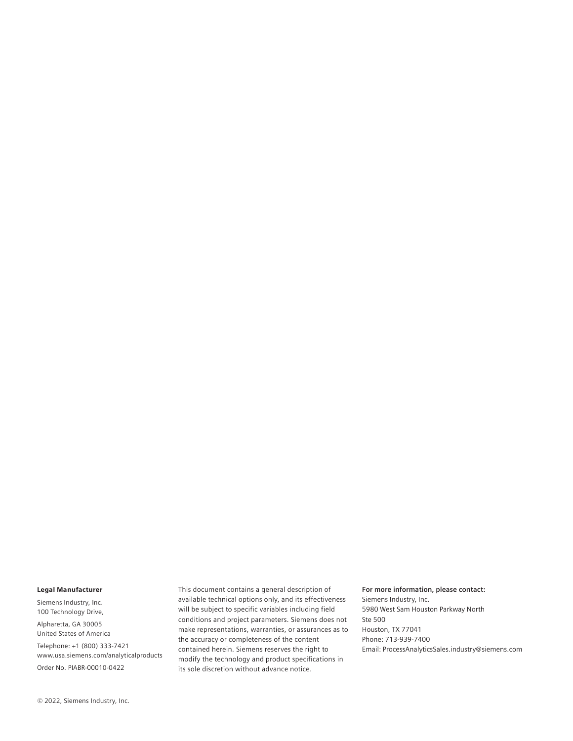**Legal Manufacturer**

Siemens Industry, Inc.
100 Technology Drive,

Alpharetta, GA 30005
United States of America

Telephone: +1 (800) 333-7421
www.usa.siemens.com/analyticalproducts

Order No. PIABR-00010-0422

This document contains a general description of available technical options only, and its effectiveness will be subject to specific variables including field conditions and project parameters. Siemens does not make representations, warranties, or assurances as to the accuracy or completeness of the content contained herein. Siemens reserves the right to modify the technology and product specifications in its sole discretion without advance notice.

**For more information, please contact:**
Siemens Industry, Inc.
5980 West Sam Houston Parkway North
Ste 500
Houston, TX 77041
Phone: 713-939-7400
Email: ProcessAnalyticsSales.industry@siemens.com

© 2022, Siemens Industry, Inc.